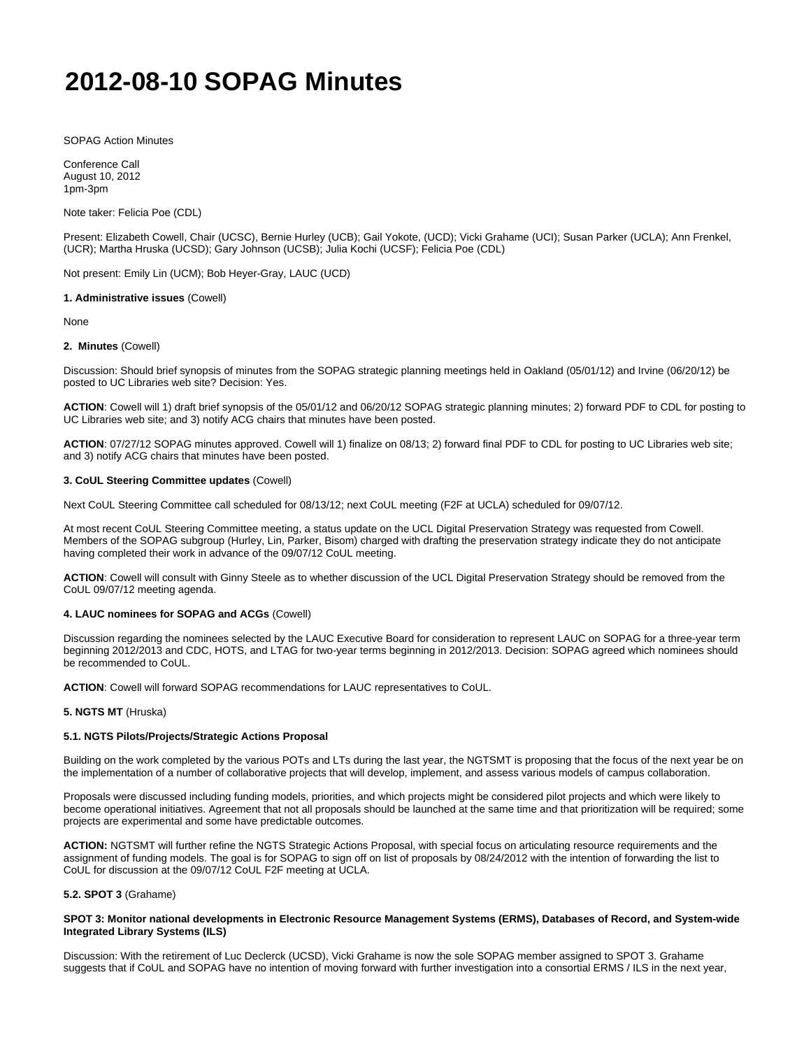# 2012-08-10 SOPAG Minutes

SOPAG Action Minutes

Conference Call
August 10, 2012
1pm-3pm

Note taker: Felicia Poe (CDL)

Present: Elizabeth Cowell, Chair (UCSC), Bernie Hurley (UCB); Gail Yokote, (UCD); Vicki Grahame (UCI); Susan Parker (UCLA); Ann Frenkel, (UCR); Martha Hruska (UCSD); Gary Johnson (UCSB); Julia Kochi (UCSF); Felicia Poe (CDL)

Not present: Emily Lin (UCM); Bob Heyer-Gray, LAUC (UCD)

**1. Administrative issues** (Cowell)

None

**2. Minutes** (Cowell)

Discussion: Should brief synopsis of minutes from the SOPAG strategic planning meetings held in Oakland (05/01/12) and Irvine (06/20/12) be posted to UC Libraries web site? Decision: Yes.

**ACTION**: Cowell will 1) draft brief synopsis of the 05/01/12 and 06/20/12 SOPAG strategic planning minutes; 2) forward PDF to CDL for posting to UC Libraries web site; and 3) notify ACG chairs that minutes have been posted.

**ACTION**: 07/27/12 SOPAG minutes approved. Cowell will 1) finalize on 08/13; 2) forward final PDF to CDL for posting to UC Libraries web site; and 3) notify ACG chairs that minutes have been posted.

**3. CoUL Steering Committee updates** (Cowell)

Next CoUL Steering Committee call scheduled for 08/13/12; next CoUL meeting (F2F at UCLA) scheduled for 09/07/12.

At most recent CoUL Steering Committee meeting, a status update on the UCL Digital Preservation Strategy was requested from Cowell. Members of the SOPAG subgroup (Hurley, Lin, Parker, Bisom) charged with drafting the preservation strategy indicate they do not anticipate having completed their work in advance of the 09/07/12 CoUL meeting.

**ACTION**: Cowell will consult with Ginny Steele as to whether discussion of the UCL Digital Preservation Strategy should be removed from the CoUL 09/07/12 meeting agenda.

**4. LAUC nominees for SOPAG and ACGs** (Cowell)

Discussion regarding the nominees selected by the LAUC Executive Board for consideration to represent LAUC on SOPAG for a three-year term beginning 2012/2013 and CDC, HOTS, and LTAG for two-year terms beginning in 2012/2013. Decision: SOPAG agreed which nominees should be recommended to CoUL.

**ACTION**: Cowell will forward SOPAG recommendations for LAUC representatives to CoUL.

**5. NGTS MT** (Hruska)

**5.1. NGTS Pilots/Projects/Strategic Actions Proposal**

Building on the work completed by the various POTs and LTs during the last year, the NGTSMT is proposing that the focus of the next year be on the implementation of a number of collaborative projects that will develop, implement, and assess various models of campus collaboration.

Proposals were discussed including funding models, priorities, and which projects might be considered pilot projects and which were likely to become operational initiatives. Agreement that not all proposals should be launched at the same time and that prioritization will be required; some projects are experimental and some have predictable outcomes.

**ACTION:** NGTSMT will further refine the NGTS Strategic Actions Proposal, with special focus on articulating resource requirements and the assignment of funding models. The goal is for SOPAG to sign off on list of proposals by 08/24/2012 with the intention of forwarding the list to CoUL for discussion at the 09/07/12 CoUL F2F meeting at UCLA.

**5.2. SPOT 3** (Grahame)

**SPOT 3: Monitor national developments in Electronic Resource Management Systems (ERMS), Databases of Record, and System-wide Integrated Library Systems (ILS)**

Discussion: With the retirement of Luc Declerck (UCSD), Vicki Grahame is now the sole SOPAG member assigned to SPOT 3. Grahame suggests that if CoUL and SOPAG have no intention of moving forward with further investigation into a consortial ERMS / ILS in the next year,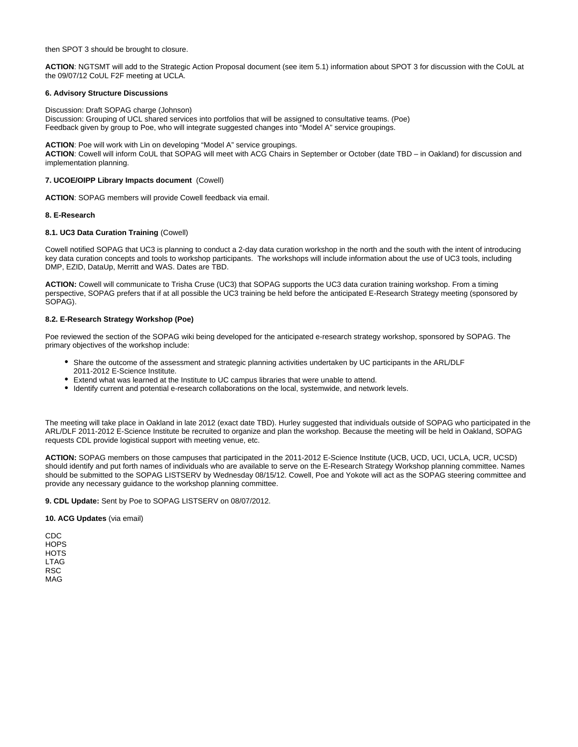then SPOT 3 should be brought to closure.

**ACTION**: NGTSMT will add to the Strategic Action Proposal document (see item 5.1) information about SPOT 3 for discussion with the CoUL at the 09/07/12 CoUL F2F meeting at UCLA.

**6. Advisory Structure Discussions**

Discussion: Draft SOPAG charge (Johnson)
Discussion: Grouping of UCL shared services into portfolios that will be assigned to consultative teams. (Poe)
Feedback given by group to Poe, who will integrate suggested changes into "Model A" service groupings.

**ACTION**: Poe will work with Lin on developing "Model A" service groupings.
**ACTION**: Cowell will inform CoUL that SOPAG will meet with ACG Chairs in September or October (date TBD – in Oakland) for discussion and implementation planning.

**7. UCOE/OIPP Library Impacts document** (Cowell)

**ACTION**: SOPAG members will provide Cowell feedback via email.

**8. E-Research**

**8.1. UC3 Data Curation Training** (Cowell)

Cowell notified SOPAG that UC3 is planning to conduct a 2-day data curation workshop in the north and the south with the intent of introducing key data curation concepts and tools to workshop participants. The workshops will include information about the use of UC3 tools, including DMP, EZID, DataUp, Merritt and WAS. Dates are TBD.

**ACTION:** Cowell will communicate to Trisha Cruse (UC3) that SOPAG supports the UC3 data curation training workshop. From a timing perspective, SOPAG prefers that if at all possible the UC3 training be held before the anticipated E-Research Strategy meeting (sponsored by SOPAG).

**8.2. E-Research Strategy Workshop (Poe)**

Poe reviewed the section of the SOPAG wiki being developed for the anticipated e-research strategy workshop, sponsored by SOPAG. The primary objectives of the workshop include:

- Share the outcome of the assessment and strategic planning activities undertaken by UC participants in the ARL/DLF 2011-2012 E-Science Institute.
- Extend what was learned at the Institute to UC campus libraries that were unable to attend.
- Identify current and potential e-research collaborations on the local, systemwide, and network levels.

The meeting will take place in Oakland in late 2012 (exact date TBD). Hurley suggested that individuals outside of SOPAG who participated in the ARL/DLF 2011-2012 E-Science Institute be recruited to organize and plan the workshop. Because the meeting will be held in Oakland, SOPAG requests CDL provide logistical support with meeting venue, etc.

**ACTION:** SOPAG members on those campuses that participated in the 2011-2012 E-Science Institute (UCB, UCD, UCI, UCLA, UCR, UCSD) should identify and put forth names of individuals who are available to serve on the E-Research Strategy Workshop planning committee. Names should be submitted to the SOPAG LISTSERV by Wednesday 08/15/12. Cowell, Poe and Yokote will act as the SOPAG steering committee and provide any necessary guidance to the workshop planning committee.

**9. CDL Update:** Sent by Poe to SOPAG LISTSERV on 08/07/2012.

**10. ACG Updates** (via email)

CDC
HOPS
HOTS
LTAG
RSC
MAG